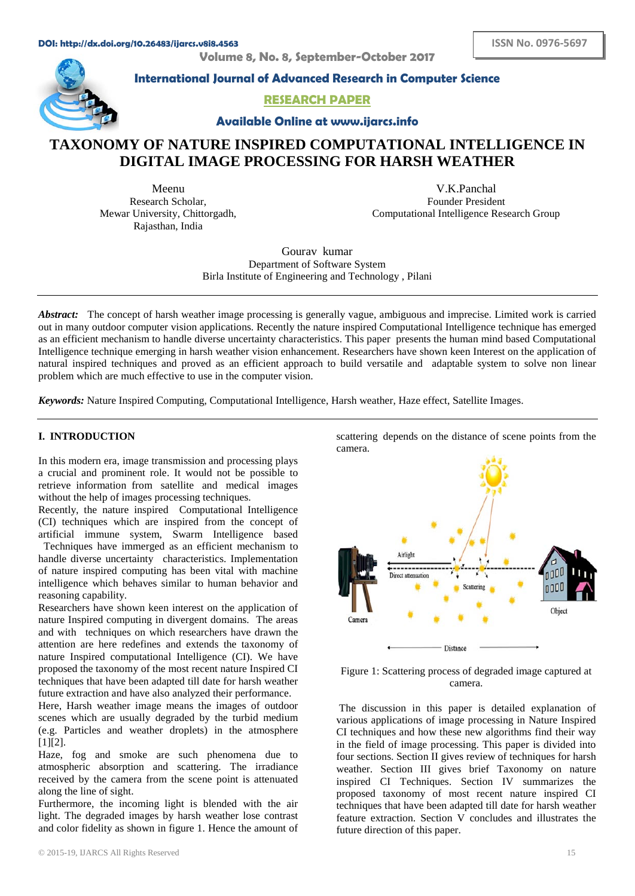# TAXONOMY OF NATURE INSPIRED COMPUTATIONAL INTELLIGENCE IN DIGITAL IMAGE PROCESSING FOR HARSH WEATHER

Meenu
Research Scholar,
Mewar University, Chittorgadh,
Rajasthan, India

V.K.Panchal
Founder President
Computational Intelligence Research Group

Gourav kumar
Department of Software System
Birla Institute of Engineering and Technology , Pilani

***Abstract:*** The concept of harsh weather image processing is generally vague, ambiguous and imprecise. Limited work is carried out in many outdoor computer vision applications. Recently the nature inspired Computational Intelligence technique has emerged as an efficient mechanism to handle diverse uncertainty characteristics. This paper presents the human mind based Computational Intelligence technique emerging in harsh weather vision enhancement. Researchers have shown keen Interest on the application of natural inspired techniques and proved as an efficient approach to build versatile and adaptable system to solve non linear problem which are much effective to use in the computer vision.

***Keywords:*** Nature Inspired Computing, Computational Intelligence, Harsh weather, Haze effect, Satellite Images.

## I. INTRODUCTION

In this modern era, image transmission and processing plays a crucial and prominent role. It would not be possible to retrieve information from satellite and medical images without the help of images processing techniques.

Recently, the nature inspired Computational Intelligence (CI) techniques which are inspired from the concept of artificial immune system, Swarm Intelligence based Techniques have immerged as an efficient mechanism to handle diverse uncertainty characteristics. Implementation of nature inspired computing has been vital with machine intelligence which behaves similar to human behavior and reasoning capability.

Researchers have shown keen interest on the application of nature Inspired computing in divergent domains. The areas and with techniques on which researchers have drawn the attention are here redefines and extends the taxonomy of nature Inspired computational Intelligence (CI). We have proposed the taxonomy of the most recent nature Inspired CI techniques that have been adapted till date for harsh weather future extraction and have also analyzed their performance.

Here, Harsh weather image means the images of outdoor scenes which are usually degraded by the turbid medium (e.g. Particles and weather droplets) in the atmosphere [1][2].

Haze, fog and smoke are such phenomena due to atmospheric absorption and scattering. The irradiance received by the camera from the scene point is attenuated along the line of sight.

Furthermore, the incoming light is blended with the air light. The degraded images by harsh weather lose contrast and color fidelity as shown in figure 1. Hence the amount of scattering depends on the distance of scene points from the camera.

Figure 1: Scattering process of degraded image captured at camera.

The discussion in this paper is detailed explanation of various applications of image processing in Nature Inspired CI techniques and how these new algorithms find their way in the field of image processing. This paper is divided into four sections. Section II gives review of techniques for harsh weather. Section III gives brief Taxonomy on nature inspired CI Techniques. Section IV summarizes the proposed taxonomy of most recent nature inspired CI techniques that have been adapted till date for harsh weather feature extraction. Section V concludes and illustrates the future direction of this paper.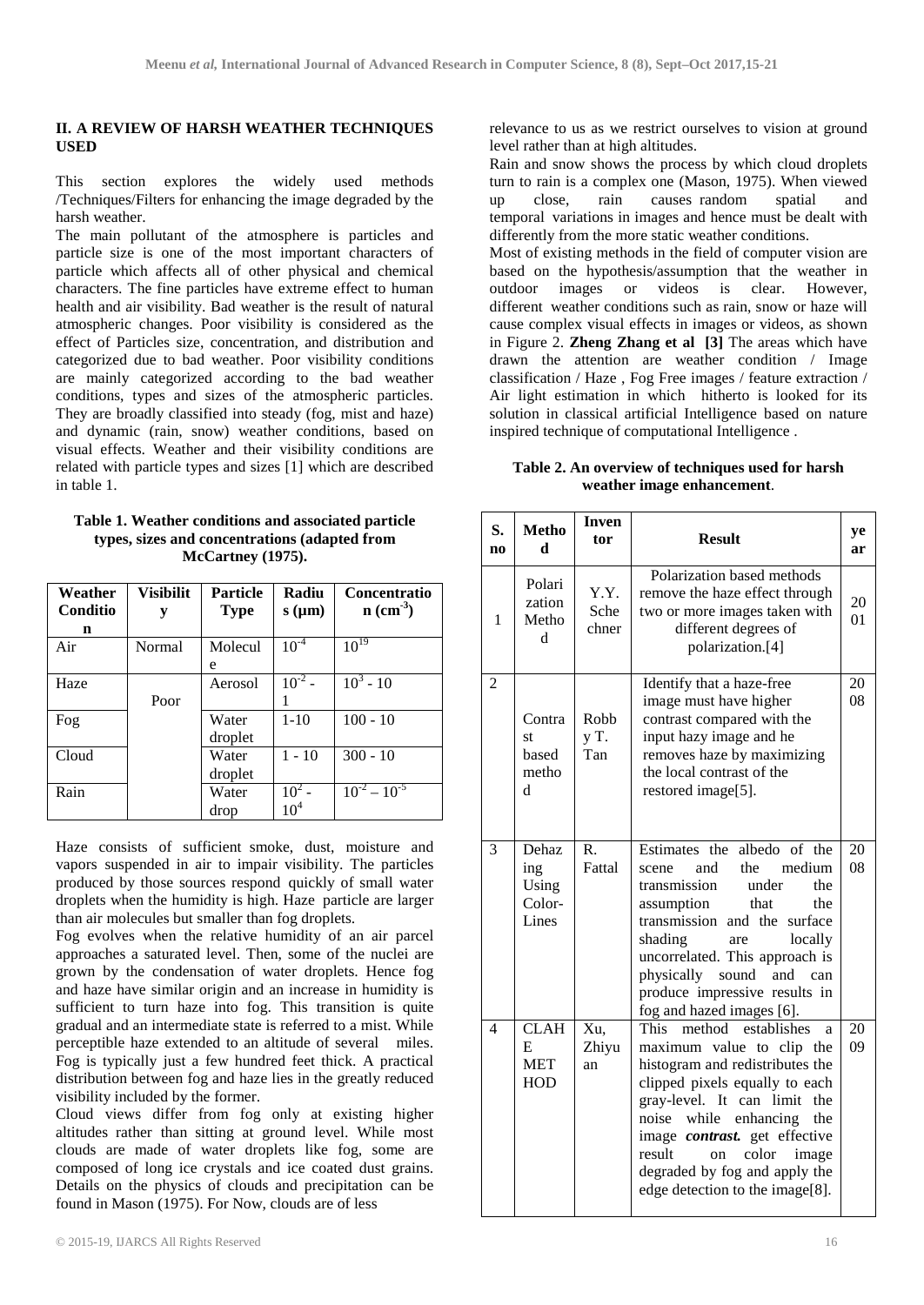## II. A REVIEW OF HARSH WEATHER TECHNIQUES USED

This section explores the widely used methods /Techniques/Filters for enhancing the image degraded by the harsh weather.

The main pollutant of the atmosphere is particles and particle size is one of the most important characters of particle which affects all of other physical and chemical characters. The fine particles have extreme effect to human health and air visibility. Bad weather is the result of natural atmospheric changes. Poor visibility is considered as the effect of Particles size, concentration, and distribution and categorized due to bad weather. Poor visibility conditions are mainly categorized according to the bad weather conditions, types and sizes of the atmospheric particles. They are broadly classified into steady (fog, mist and haze) and dynamic (rain, snow) weather conditions, based on visual effects. Weather and their visibility conditions are related with particle types and sizes [1] which are described in table 1.

**Table 1. Weather conditions and associated particle types, sizes and concentrations (adapted from McCartney (1975).**

| Weather Condition | Visibility | Particle Type | Radius (μm) | Concentration ($cm^{-3}$) |
|---|---|---|---|---|
| Air | Normal | Molecule | $10^{-4}$ | $10^{19}$ |
| Haze | Poor | Aerosol | $10^{-2}$ - 1 | $10^{3}$ - 10 |
| Fog | | Water droplet | 1-10 | 100 - 10 |
| Cloud | | Water droplet | 1 - 10 | 300 - 10 |
| Rain | | Water drop | $10^{2}$ - $10^{4}$ | $10^{-2} – 10^{-5}$ |

Haze consists of sufficient smoke, dust, moisture and vapors suspended in air to impair visibility. The particles produced by those sources respond quickly of small water droplets when the humidity is high. Haze particle are larger than air molecules but smaller than fog droplets.

Fog evolves when the relative humidity of an air parcel approaches a saturated level. Then, some of the nuclei are grown by the condensation of water droplets. Hence fog and haze have similar origin and an increase in humidity is sufficient to turn haze into fog. This transition is quite gradual and an intermediate state is referred to a mist. While perceptible haze extended to an altitude of several miles. Fog is typically just a few hundred feet thick. A practical distribution between fog and haze lies in the greatly reduced visibility included by the former.

Cloud views differ from fog only at existing higher altitudes rather than sitting at ground level. While most clouds are made of water droplets like fog, some are composed of long ice crystals and ice coated dust grains. Details on the physics of clouds and precipitation can be found in Mason (1975). For Now, clouds are of less relevance to us as we restrict ourselves to vision at ground level rather than at high altitudes.

Rain and snow shows the process by which cloud droplets turn to rain is a complex one (Mason, 1975). When viewed up close, rain causes random spatial and temporal variations in images and hence must be dealt with differently from the more static weather conditions.

Most of existing methods in the field of computer vision are based on the hypothesis/assumption that the weather in outdoor images or videos is clear. However, different weather conditions such as rain, snow or haze will cause complex visual effects in images or videos, as shown in Figure 2. **Zheng Zhang et al [3]** The areas which have drawn the attention are weather condition / Image classification / Haze , Fog Free images / feature extraction / Air light estimation in which hitherto is looked for its solution in classical artificial Intelligence based on nature inspired technique of computational Intelligence .

**Table 2. An overview of techniques used for harsh weather image enhancement.**

| S. no | Method | Inventor | Result | year |
|---|---|---|---|---|
| 1 | Polarization Method | Y.Y. Schechner | Polarization based methods remove the haze effect through two or more images taken with different degrees of polarization.[4] | 2001 |
| 2 | Contrast based method | Robby T. Tan | Identify that a haze-free image must have higher contrast compared with the input hazy image and he removes haze by maximizing the local contrast of the restored image[5]. | 2008 |
| 3 | Dehazing Using Color-Lines | R. Fattal | Estimates the albedo of the scene and the medium transmission under the assumption that the transmission and the surface shading are locally uncorrelated. This approach is physically sound and can produce impressive results in fog and hazed images [6]. | 2008 |
| 4 | CLAHE METHOD | Xu, Zhiyuan | This method establishes a maximum value to clip the histogram and redistributes the clipped pixels equally to each gray-level. It can limit the noise while enhancing the image ***contrast.*** get effective result on color image degraded by fog and apply the edge detection to the image[8]. | 2009 |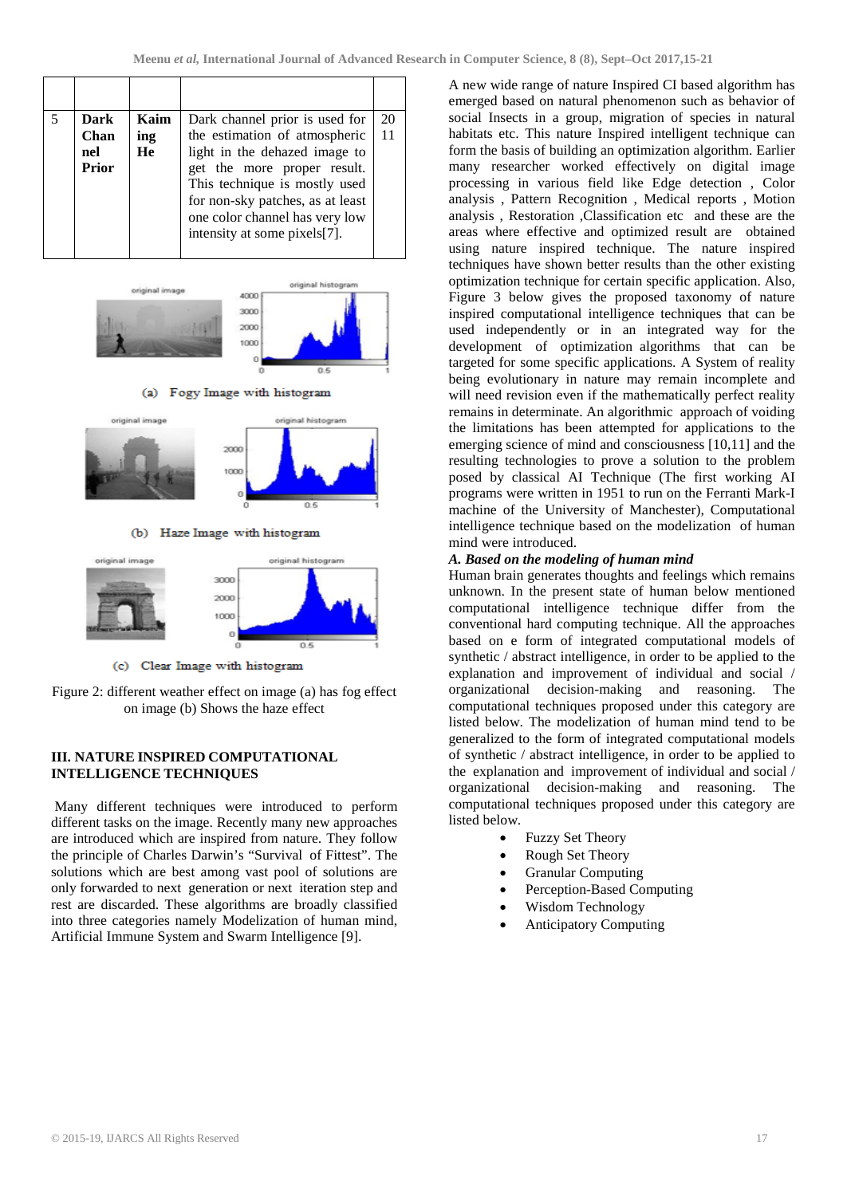|   |   |   |   |   |
|---|---|---|---|---|
| 5 | **Dark Channel Prior** | **Kaiming He** | Dark channel prior is used for the estimation of atmospheric light in the dehazed image to get the more proper result. This technique is mostly used for non-sky patches, as at least one color channel has very low intensity at some pixels[7]. | 2011 |

(a) Fogy Image with histogram

(b) Haze Image with histogram

(c) Clear Image with histogram

Figure 2: different weather effect on image (a) has fog effect on image (b) Shows the haze effect

## III. NATURE INSPIRED COMPUTATIONAL INTELLIGENCE TECHNIQUES

Many different techniques were introduced to perform different tasks on the image. Recently many new approaches are introduced which are inspired from nature. They follow the principle of Charles Darwin's "Survival of Fittest". The solutions which are best among vast pool of solutions are only forwarded to next generation or next iteration step and rest are discarded. These algorithms are broadly classified into three categories namely Modelization of human mind, Artificial Immune System and Swarm Intelligence [9].

A new wide range of nature Inspired CI based algorithm has emerged based on natural phenomenon such as behavior of social Insects in a group, migration of species in natural habitats etc. This nature Inspired intelligent technique can form the basis of building an optimization algorithm. Earlier many researcher worked effectively on digital image processing in various field like Edge detection , Color analysis , Pattern Recognition , Medical reports , Motion analysis , Restoration ,Classification etc and these are the areas where effective and optimized result are obtained using nature inspired technique. The nature inspired techniques have shown better results than the other existing optimization technique for certain specific application. Also, Figure 3 below gives the proposed taxonomy of nature inspired computational intelligence techniques that can be used independently or in an integrated way for the development of optimization algorithms that can be targeted for some specific applications. A System of reality being evolutionary in nature may remain incomplete and will need revision even if the mathematically perfect reality remains in determinate. An algorithmic approach of voiding the limitations has been attempted for applications to the emerging science of mind and consciousness [10,11] and the resulting technologies to prove a solution to the problem posed by classical AI Technique (The first working AI programs were written in 1951 to run on the Ferranti Mark-I machine of the University of Manchester), Computational intelligence technique based on the modelization of human mind were introduced.

### *A. Based on the modeling of human mind*

Human brain generates thoughts and feelings which remains unknown. In the present state of human below mentioned computational intelligence technique differ from the conventional hard computing technique. All the approaches based on e form of integrated computational models of synthetic / abstract intelligence, in order to be applied to the explanation and improvement of individual and social / organizational decision-making and reasoning. The computational techniques proposed under this category are listed below. The modelization of human mind tend to be generalized to the form of integrated computational models of synthetic / abstract intelligence, in order to be applied to the explanation and improvement of individual and social / organizational decision-making and reasoning. The computational techniques proposed under this category are listed below.

- Fuzzy Set Theory
- Rough Set Theory
- Granular Computing
- Perception-Based Computing
- Wisdom Technology
- Anticipatory Computing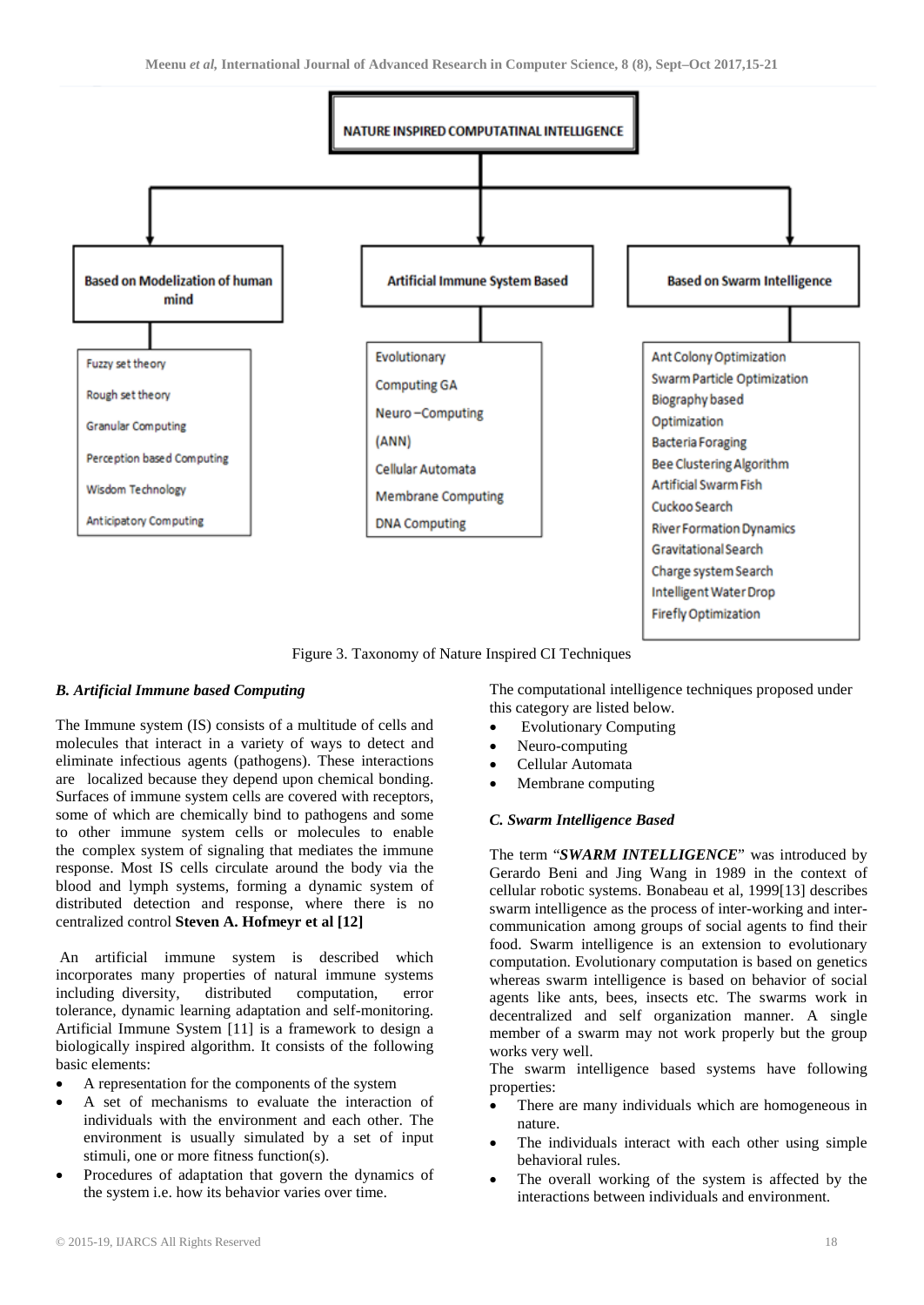NATURE INSPIRED COMPUTATINAL INTELLIGENCE

- **Based on Modelization of human mind**
  - Fuzzy set theory
  - Rough set theory
  - Granular Computing
  - Perception based Computing
  - Wisdom Technology
  - Anticipatory Computing
- **Artificial Immune System Based**
  - Evolutionary
  - Computing GA
  - Neuro –Computing
  - (ANN)
  - Cellular Automata
  - Membrane Computing
  - DNA Computing
- **Based on Swarm Intelligence**
  - Ant Colony Optimization
  - Swarm Particle Optimization
  - Biography based
  - Optimization
  - Bacteria Foraging
  - Bee Clustering Algorithm
  - Artificial Swarm Fish
  - Cuckoo Search
  - River Formation Dynamics
  - Gravitational Search
  - Charge system Search
  - Intelligent Water Drop
  - Firefly Optimization

Figure 3. Taxonomy of Nature Inspired CI Techniques

### *B. Artificial Immune based Computing*

The Immune system (IS) consists of a multitude of cells and molecules that interact in a variety of ways to detect and eliminate infectious agents (pathogens). These interactions are localized because they depend upon chemical bonding. Surfaces of immune system cells are covered with receptors, some of which are chemically bind to pathogens and some to other immune system cells or molecules to enable the complex system of signaling that mediates the immune response. Most IS cells circulate around the body via the blood and lymph systems, forming a dynamic system of distributed detection and response, where there is no centralized control **Steven A. Hofmeyr et al [12]**

An artificial immune system is described which incorporates many properties of natural immune systems including diversity, distributed computation, error tolerance, dynamic learning adaptation and self-monitoring. Artificial Immune System [11] is a framework to design a biologically inspired algorithm. It consists of the following basic elements:

- A representation for the components of the system
- A set of mechanisms to evaluate the interaction of individuals with the environment and each other. The environment is usually simulated by a set of input stimuli, one or more fitness function(s).
- Procedures of adaptation that govern the dynamics of the system i.e. how its behavior varies over time.

The computational intelligence techniques proposed under this category are listed below.

- Evolutionary Computing
- Neuro-computing
- Cellular Automata
- Membrane computing

### *C. Swarm Intelligence Based*

The term "***SWARM INTELLIGENCE***" was introduced by Gerardo Beni and Jing Wang in 1989 in the context of cellular robotic systems. Bonabeau et al, 1999[13] describes swarm intelligence as the process of inter-working and inter-communication among groups of social agents to find their food. Swarm intelligence is an extension to evolutionary computation. Evolutionary computation is based on genetics whereas swarm intelligence is based on behavior of social agents like ants, bees, insects etc. The swarms work in decentralized and self organization manner. A single member of a swarm may not work properly but the group works very well.

The swarm intelligence based systems have following properties:

- There are many individuals which are homogeneous in nature.
- The individuals interact with each other using simple behavioral rules.
- The overall working of the system is affected by the interactions between individuals and environment.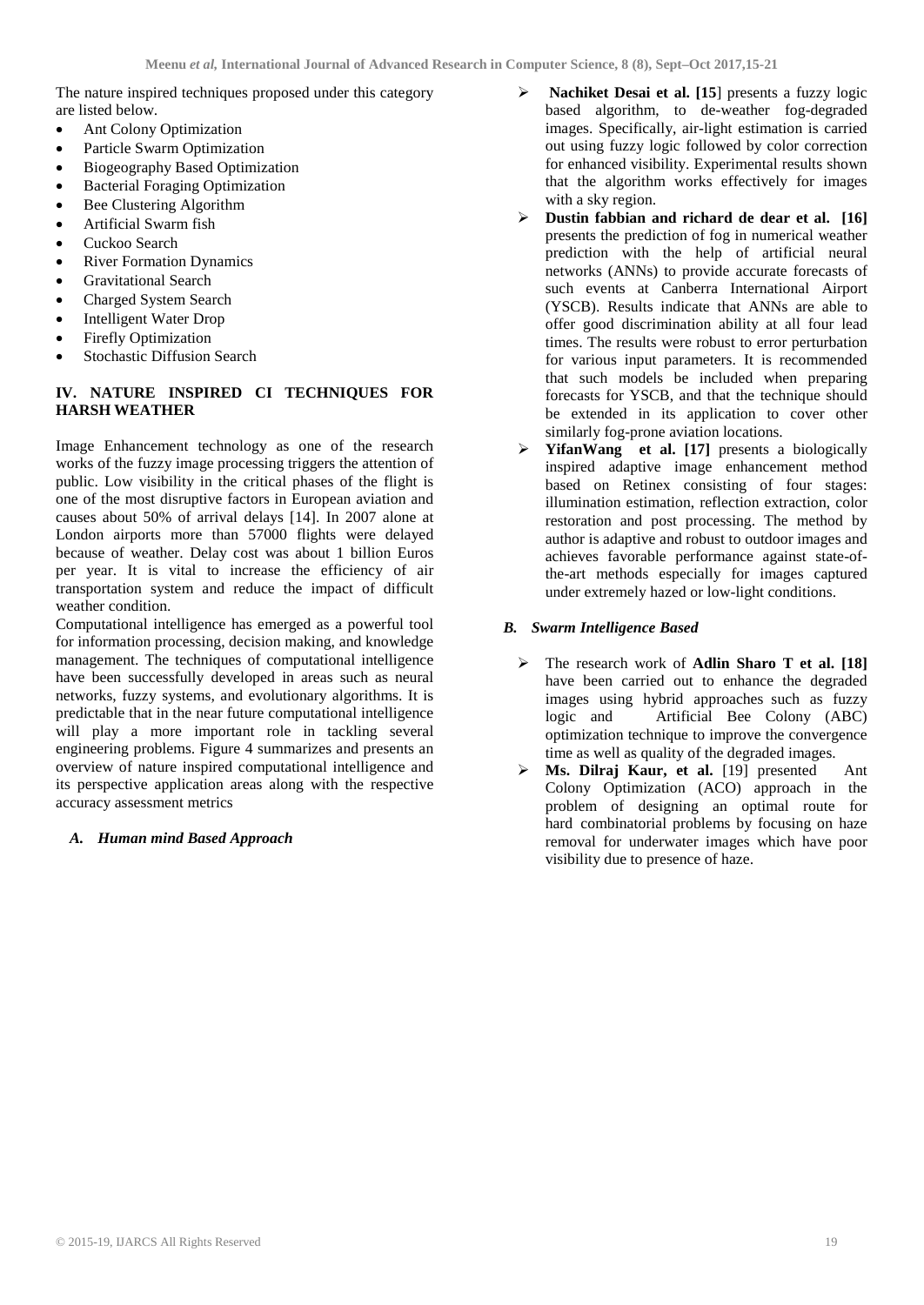The nature inspired techniques proposed under this category are listed below.

- Ant Colony Optimization
- Particle Swarm Optimization
- Biogeography Based Optimization
- Bacterial Foraging Optimization
- Bee Clustering Algorithm
- Artificial Swarm fish
- Cuckoo Search
- River Formation Dynamics
- Gravitational Search
- Charged System Search
- Intelligent Water Drop
- Firefly Optimization
- Stochastic Diffusion Search

## IV. NATURE INSPIRED CI TECHNIQUES FOR HARSH WEATHER

Image Enhancement technology as one of the research works of the fuzzy image processing triggers the attention of public. Low visibility in the critical phases of the flight is one of the most disruptive factors in European aviation and causes about 50% of arrival delays [14]. In 2007 alone at London airports more than 57000 flights were delayed because of weather. Delay cost was about 1 billion Euros per year. It is vital to increase the efficiency of air transportation system and reduce the impact of difficult weather condition.

Computational intelligence has emerged as a powerful tool for information processing, decision making, and knowledge management. The techniques of computational intelligence have been successfully developed in areas such as neural networks, fuzzy systems, and evolutionary algorithms. It is predictable that in the near future computational intelligence will play a more important role in tackling several engineering problems. Figure 4 summarizes and presents an overview of nature inspired computational intelligence and its perspective application areas along with the respective accuracy assessment metrics

### *A. Human mind Based Approach*

- **Nachiket Desai et al. [15**] presents a fuzzy logic based algorithm, to de-weather fog-degraded images. Specifically, air-light estimation is carried out using fuzzy logic followed by color correction for enhanced visibility. Experimental results shown that the algorithm works effectively for images with a sky region.
- **Dustin fabbian and richard de dear et al. [16]** presents the prediction of fog in numerical weather prediction with the help of artificial neural networks (ANNs) to provide accurate forecasts of such events at Canberra International Airport (YSCB). Results indicate that ANNs are able to offer good discrimination ability at all four lead times. The results were robust to error perturbation for various input parameters. It is recommended that such models be included when preparing forecasts for YSCB, and that the technique should be extended in its application to cover other similarly fog-prone aviation locations.
- **YifanWang et al. [17]** presents a biologically inspired adaptive image enhancement method based on Retinex consisting of four stages: illumination estimation, reflection extraction, color restoration and post processing. The method by author is adaptive and robust to outdoor images and achieves favorable performance against state-of-the-art methods especially for images captured under extremely hazed or low-light conditions.

### *B. Swarm Intelligence Based*

- The research work of **Adlin Sharo T et al. [18]** have been carried out to enhance the degraded images using hybrid approaches such as fuzzy logic and Artificial Bee Colony (ABC) optimization technique to improve the convergence time as well as quality of the degraded images.
- **Ms. Dilraj Kaur, et al.** [19] presented Ant Colony Optimization (ACO) approach in the problem of designing an optimal route for hard combinatorial problems by focusing on haze removal for underwater images which have poor visibility due to presence of haze.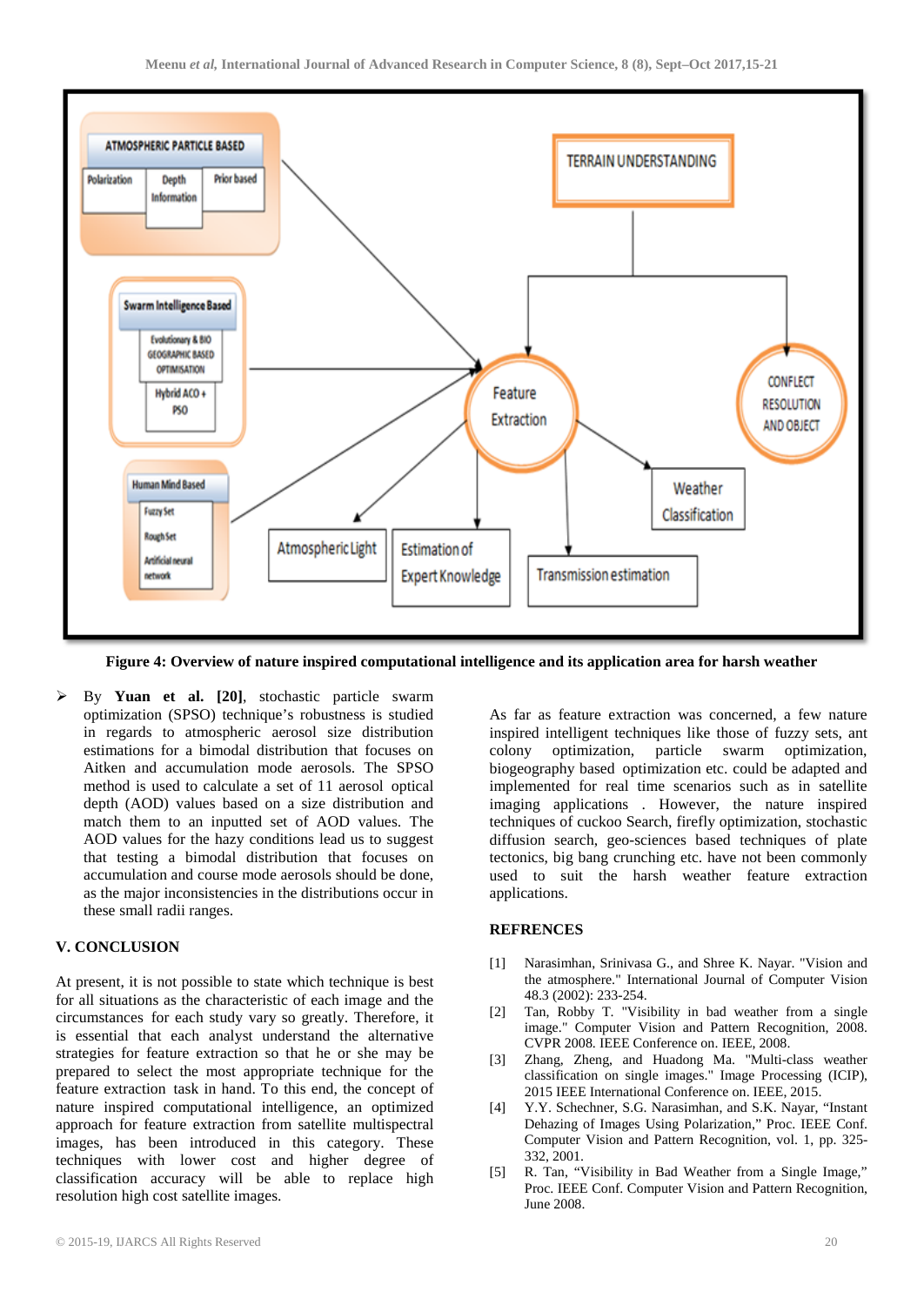**Figure 4: Overview of nature inspired computational intelligence and its application area for harsh weather**

- By **Yuan et al. [20]**, stochastic particle swarm optimization (SPSO) technique's robustness is studied in regards to atmospheric aerosol size distribution estimations for a bimodal distribution that focuses on Aitken and accumulation mode aerosols. The SPSO method is used to calculate a set of 11 aerosol optical depth (AOD) values based on a size distribution and match them to an inputted set of AOD values. The AOD values for the hazy conditions lead us to suggest that testing a bimodal distribution that focuses on accumulation and course mode aerosols should be done, as the major inconsistencies in the distributions occur in these small radii ranges.

## V. CONCLUSION

At present, it is not possible to state which technique is best for all situations as the characteristic of each image and the circumstances for each study vary so greatly. Therefore, it is essential that each analyst understand the alternative strategies for feature extraction so that he or she may be prepared to select the most appropriate technique for the feature extraction task in hand. To this end, the concept of nature inspired computational intelligence, an optimized approach for feature extraction from satellite multispectral images, has been introduced in this category. These techniques with lower cost and higher degree of classification accuracy will be able to replace high resolution high cost satellite images.

As far as feature extraction was concerned, a few nature inspired intelligent techniques like those of fuzzy sets, ant colony optimization, particle swarm optimization, biogeography based optimization etc. could be adapted and implemented for real time scenarios such as in satellite imaging applications . However, the nature inspired techniques of cuckoo Search, firefly optimization, stochastic diffusion search, geo-sciences based techniques of plate tectonics, big bang crunching etc. have not been commonly used to suit the harsh weather feature extraction applications.

## REFRENCES

[1] Narasimhan, Srinivasa G., and Shree K. Nayar. "Vision and the atmosphere." International Journal of Computer Vision 48.3 (2002): 233-254.

[2] Tan, Robby T. "Visibility in bad weather from a single image." Computer Vision and Pattern Recognition, 2008. CVPR 2008. IEEE Conference on. IEEE, 2008.

[3] Zhang, Zheng, and Huadong Ma. "Multi-class weather classification on single images." Image Processing (ICIP), 2015 IEEE International Conference on. IEEE, 2015.

[4] Y.Y. Schechner, S.G. Narasimhan, and S.K. Nayar, "Instant Dehazing of Images Using Polarization," Proc. IEEE Conf. Computer Vision and Pattern Recognition, vol. 1, pp. 325-332, 2001.

[5] R. Tan, "Visibility in Bad Weather from a Single Image," Proc. IEEE Conf. Computer Vision and Pattern Recognition, June 2008.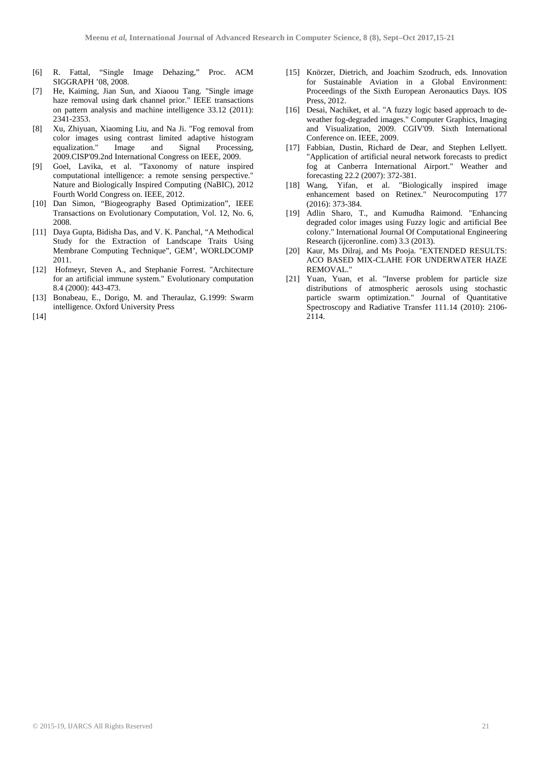[6] R. Fattal, “Single Image Dehazing,” Proc. ACM SIGGRAPH ’08, 2008.

[7] He, Kaiming, Jian Sun, and Xiaoou Tang. "Single image haze removal using dark channel prior." IEEE transactions on pattern analysis and machine intelligence 33.12 (2011): 2341-2353.

[8] Xu, Zhiyuan, Xiaoming Liu, and Na Ji. "Fog removal from color images using contrast limited adaptive histogram equalization." Image and Signal Processing, 2009.CISP'09.2nd International Congress on IEEE, 2009.

[9] Goel, Lavika, et al. "Taxonomy of nature inspired computational intelligence: a remote sensing perspective." Nature and Biologically Inspired Computing (NaBIC), 2012 Fourth World Congress on. IEEE, 2012.

[10] Dan Simon, “Biogeography Based Optimization”, IEEE Transactions on Evolutionary Computation, Vol. 12, No. 6, 2008.

[11] Daya Gupta, Bidisha Das, and V. K. Panchal, “A Methodical Study for the Extraction of Landscape Traits Using Membrane Computing Technique”, GEM’, WORLDCOMP 2011.

[12] Hofmeyr, Steven A., and Stephanie Forrest. "Architecture for an artificial immune system." Evolutionary computation 8.4 (2000): 443-473.

[13] Bonabeau, E., Dorigo, M. and Theraulaz, G.1999: Swarm intelligence. Oxford University Press

[14]

[15] Knörzer, Dietrich, and Joachim Szodruch, eds. Innovation for Sustainable Aviation in a Global Environment: Proceedings of the Sixth European Aeronautics Days. IOS Press, 2012.

[16] Desai, Nachiket, et al. "A fuzzy logic based approach to de-weather fog-degraded images." Computer Graphics, Imaging and Visualization, 2009. CGIV'09. Sixth International Conference on. IEEE, 2009.

[17] Fabbian, Dustin, Richard de Dear, and Stephen Lellyett. "Application of artificial neural network forecasts to predict fog at Canberra International Airport." Weather and forecasting 22.2 (2007): 372-381.

[18] Wang, Yifan, et al. "Biologically inspired image enhancement based on Retinex." Neurocomputing 177 (2016): 373-384.

[19] Adlin Sharo, T., and Kumudha Raimond. "Enhancing degraded color images using Fuzzy logic and artificial Bee colony." International Journal Of Computational Engineering Research (ijceronline. com) 3.3 (2013).

[20] Kaur, Ms Dilraj, and Ms Pooja. "EXTENDED RESULTS: ACO BASED MIX-CLAHE FOR UNDERWATER HAZE REMOVAL."

[21] Yuan, Yuan, et al. "Inverse problem for particle size distributions of atmospheric aerosols using stochastic particle swarm optimization." Journal of Quantitative Spectroscopy and Radiative Transfer 111.14 (2010): 2106-2114.